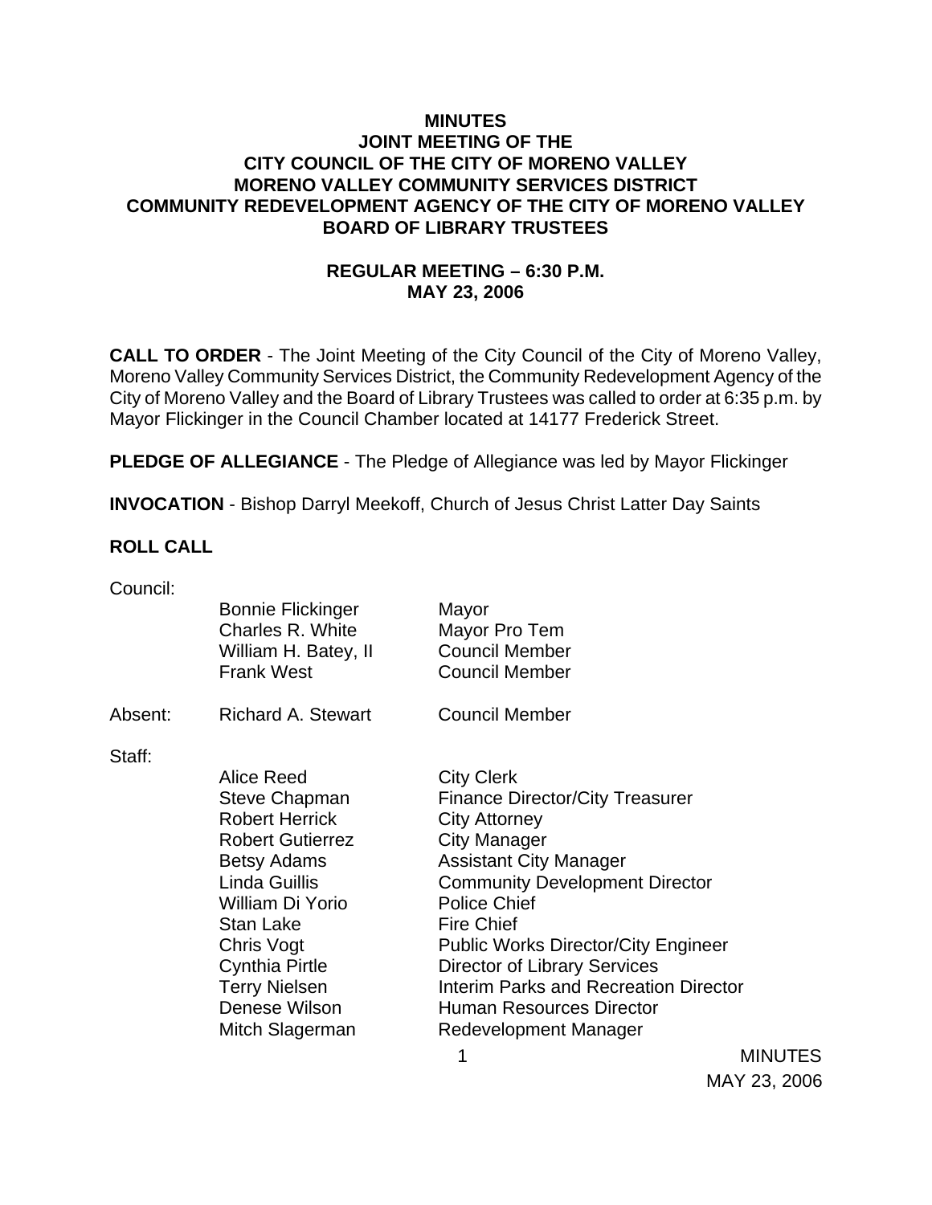**MINUTES**
**JOINT MEETING OF THE**
**CITY COUNCIL OF THE CITY OF MORENO VALLEY**
**MORENO VALLEY COMMUNITY SERVICES DISTRICT**
**COMMUNITY REDEVELOPMENT AGENCY OF THE CITY OF MORENO VALLEY**
**BOARD OF LIBRARY TRUSTEES**

**REGULAR MEETING – 6:30 P.M.**
**MAY 23, 2006**

**CALL TO ORDER** - The Joint Meeting of the City Council of the City of Moreno Valley, Moreno Valley Community Services District, the Community Redevelopment Agency of the City of Moreno Valley and the Board of Library Trustees was called to order at 6:35 p.m. by Mayor Flickinger in the Council Chamber located at 14177 Frederick Street.

**PLEDGE OF ALLEGIANCE** - The Pledge of Allegiance was led by Mayor Flickinger

**INVOCATION** - Bishop Darryl Meekoff, Church of Jesus Christ Latter Day Saints

**ROLL CALL**

Council:

| | | |
|---|---|---|
| | Bonnie Flickinger | Mayor |
| | Charles R. White | Mayor Pro Tem |
| | William H. Batey, II | Council Member |
| | Frank West | Council Member |
| Absent: | Richard A. Stewart | Council Member |

Staff:

| | |
|---|---|
| Alice Reed | City Clerk |
| Steve Chapman | Finance Director/City Treasurer |
| Robert Herrick | City Attorney |
| Robert Gutierrez | City Manager |
| Betsy Adams | Assistant City Manager |
| Linda Guillis | Community Development Director |
| William Di Yorio | Police Chief |
| Stan Lake | Fire Chief |
| Chris Vogt | Public Works Director/City Engineer |
| Cynthia Pirtle | Director of Library Services |
| Terry Nielsen | Interim Parks and Recreation Director |
| Denese Wilson | Human Resources Director |
| Mitch Slagerman | Redevelopment Manager |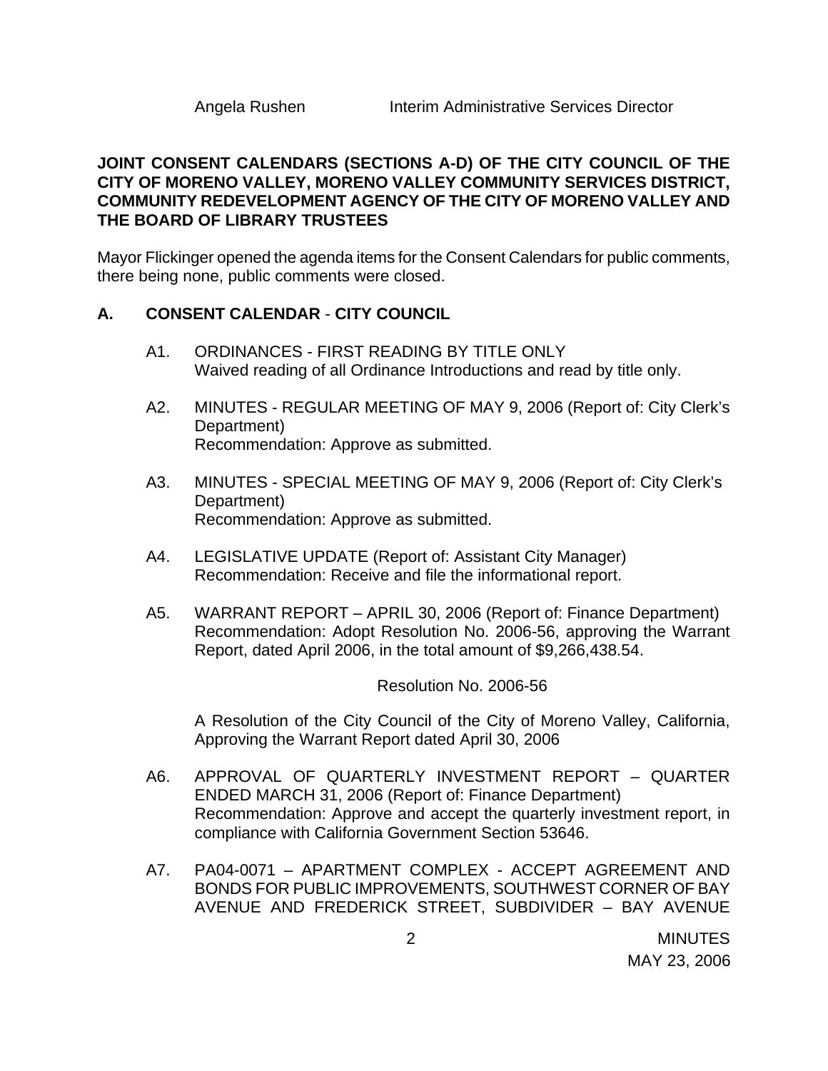Angela Rushen        Interim Administrative Services Director

**JOINT CONSENT CALENDARS (SECTIONS A-D) OF THE CITY COUNCIL OF THE CITY OF MORENO VALLEY, MORENO VALLEY COMMUNITY SERVICES DISTRICT, COMMUNITY REDEVELOPMENT AGENCY OF THE CITY OF MORENO VALLEY AND THE BOARD OF LIBRARY TRUSTEES**

Mayor Flickinger opened the agenda items for the Consent Calendars for public comments, there being none, public comments were closed.

## A. CONSENT CALENDAR - CITY COUNCIL

A1. ORDINANCES - FIRST READING BY TITLE ONLY
Waived reading of all Ordinance Introductions and read by title only.

A2. MINUTES - REGULAR MEETING OF MAY 9, 2006 (Report of: City Clerk's Department)
Recommendation: Approve as submitted.

A3. MINUTES - SPECIAL MEETING OF MAY 9, 2006 (Report of: City Clerk's Department)
Recommendation: Approve as submitted.

A4. LEGISLATIVE UPDATE (Report of: Assistant City Manager)
Recommendation: Receive and file the informational report.

A5. WARRANT REPORT – APRIL 30, 2006 (Report of: Finance Department)
Recommendation: Adopt Resolution No. 2006-56, approving the Warrant Report, dated April 2006, in the total amount of $9,266,438.54.

Resolution No. 2006-56

A Resolution of the City Council of the City of Moreno Valley, California, Approving the Warrant Report dated April 30, 2006

A6. APPROVAL OF QUARTERLY INVESTMENT REPORT – QUARTER ENDED MARCH 31, 2006 (Report of: Finance Department)
Recommendation: Approve and accept the quarterly investment report, in compliance with California Government Section 53646.

A7. PA04-0071 – APARTMENT COMPLEX - ACCEPT AGREEMENT AND BONDS FOR PUBLIC IMPROVEMENTS, SOUTHWEST CORNER OF BAY AVENUE AND FREDERICK STREET, SUBDIVIDER – BAY AVENUE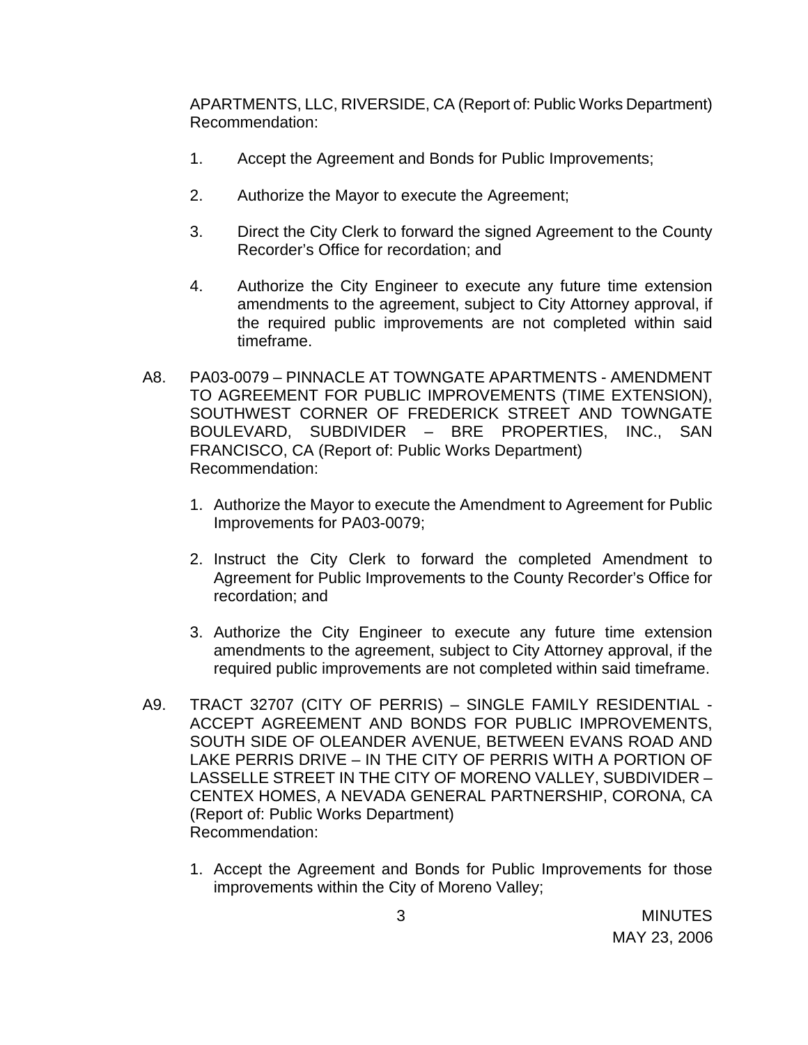APARTMENTS, LLC, RIVERSIDE, CA (Report of: Public Works Department)
Recommendation:

1. Accept the Agreement and Bonds for Public Improvements;

2. Authorize the Mayor to execute the Agreement;

3. Direct the City Clerk to forward the signed Agreement to the County Recorder's Office for recordation; and

4. Authorize the City Engineer to execute any future time extension amendments to the agreement, subject to City Attorney approval, if the required public improvements are not completed within said timeframe.

A8. PA03-0079 – PINNACLE AT TOWNGATE APARTMENTS - AMENDMENT TO AGREEMENT FOR PUBLIC IMPROVEMENTS (TIME EXTENSION), SOUTHWEST CORNER OF FREDERICK STREET AND TOWNGATE BOULEVARD, SUBDIVIDER – BRE PROPERTIES, INC., SAN FRANCISCO, CA (Report of: Public Works Department)
Recommendation:

1. Authorize the Mayor to execute the Amendment to Agreement for Public Improvements for PA03-0079;

2. Instruct the City Clerk to forward the completed Amendment to Agreement for Public Improvements to the County Recorder's Office for recordation; and

3. Authorize the City Engineer to execute any future time extension amendments to the agreement, subject to City Attorney approval, if the required public improvements are not completed within said timeframe.

A9. TRACT 32707 (CITY OF PERRIS) – SINGLE FAMILY RESIDENTIAL - ACCEPT AGREEMENT AND BONDS FOR PUBLIC IMPROVEMENTS, SOUTH SIDE OF OLEANDER AVENUE, BETWEEN EVANS ROAD AND LAKE PERRIS DRIVE – IN THE CITY OF PERRIS WITH A PORTION OF LASSELLE STREET IN THE CITY OF MORENO VALLEY, SUBDIVIDER – CENTEX HOMES, A NEVADA GENERAL PARTNERSHIP, CORONA, CA (Report of: Public Works Department)
Recommendation:

1. Accept the Agreement and Bonds for Public Improvements for those improvements within the City of Moreno Valley;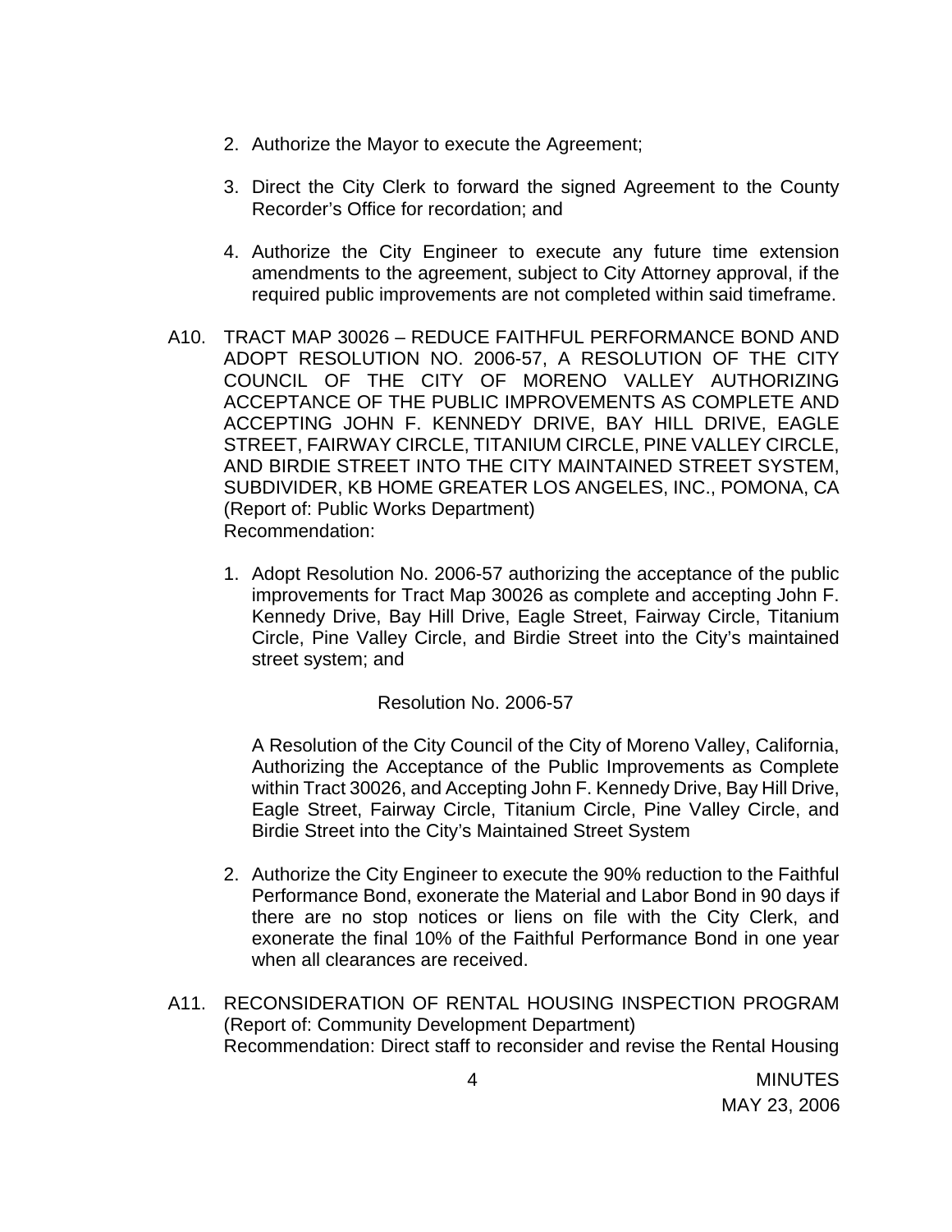2. Authorize the Mayor to execute the Agreement;

3. Direct the City Clerk to forward the signed Agreement to the County Recorder's Office for recordation; and

4. Authorize the City Engineer to execute any future time extension amendments to the agreement, subject to City Attorney approval, if the required public improvements are not completed within said timeframe.

A10. TRACT MAP 30026 – REDUCE FAITHFUL PERFORMANCE BOND AND ADOPT RESOLUTION NO. 2006-57, A RESOLUTION OF THE CITY COUNCIL OF THE CITY OF MORENO VALLEY AUTHORIZING ACCEPTANCE OF THE PUBLIC IMPROVEMENTS AS COMPLETE AND ACCEPTING JOHN F. KENNEDY DRIVE, BAY HILL DRIVE, EAGLE STREET, FAIRWAY CIRCLE, TITANIUM CIRCLE, PINE VALLEY CIRCLE, AND BIRDIE STREET INTO THE CITY MAINTAINED STREET SYSTEM, SUBDIVIDER, KB HOME GREATER LOS ANGELES, INC., POMONA, CA (Report of: Public Works Department)
Recommendation:

1. Adopt Resolution No. 2006-57 authorizing the acceptance of the public improvements for Tract Map 30026 as complete and accepting John F. Kennedy Drive, Bay Hill Drive, Eagle Street, Fairway Circle, Titanium Circle, Pine Valley Circle, and Birdie Street into the City's maintained street system; and

   Resolution No. 2006-57

   A Resolution of the City Council of the City of Moreno Valley, California, Authorizing the Acceptance of the Public Improvements as Complete within Tract 30026, and Accepting John F. Kennedy Drive, Bay Hill Drive, Eagle Street, Fairway Circle, Titanium Circle, Pine Valley Circle, and Birdie Street into the City's Maintained Street System

2. Authorize the City Engineer to execute the 90% reduction to the Faithful Performance Bond, exonerate the Material and Labor Bond in 90 days if there are no stop notices or liens on file with the City Clerk, and exonerate the final 10% of the Faithful Performance Bond in one year when all clearances are received.

A11. RECONSIDERATION OF RENTAL HOUSING INSPECTION PROGRAM (Report of: Community Development Department)
Recommendation: Direct staff to reconsider and revise the Rental Housing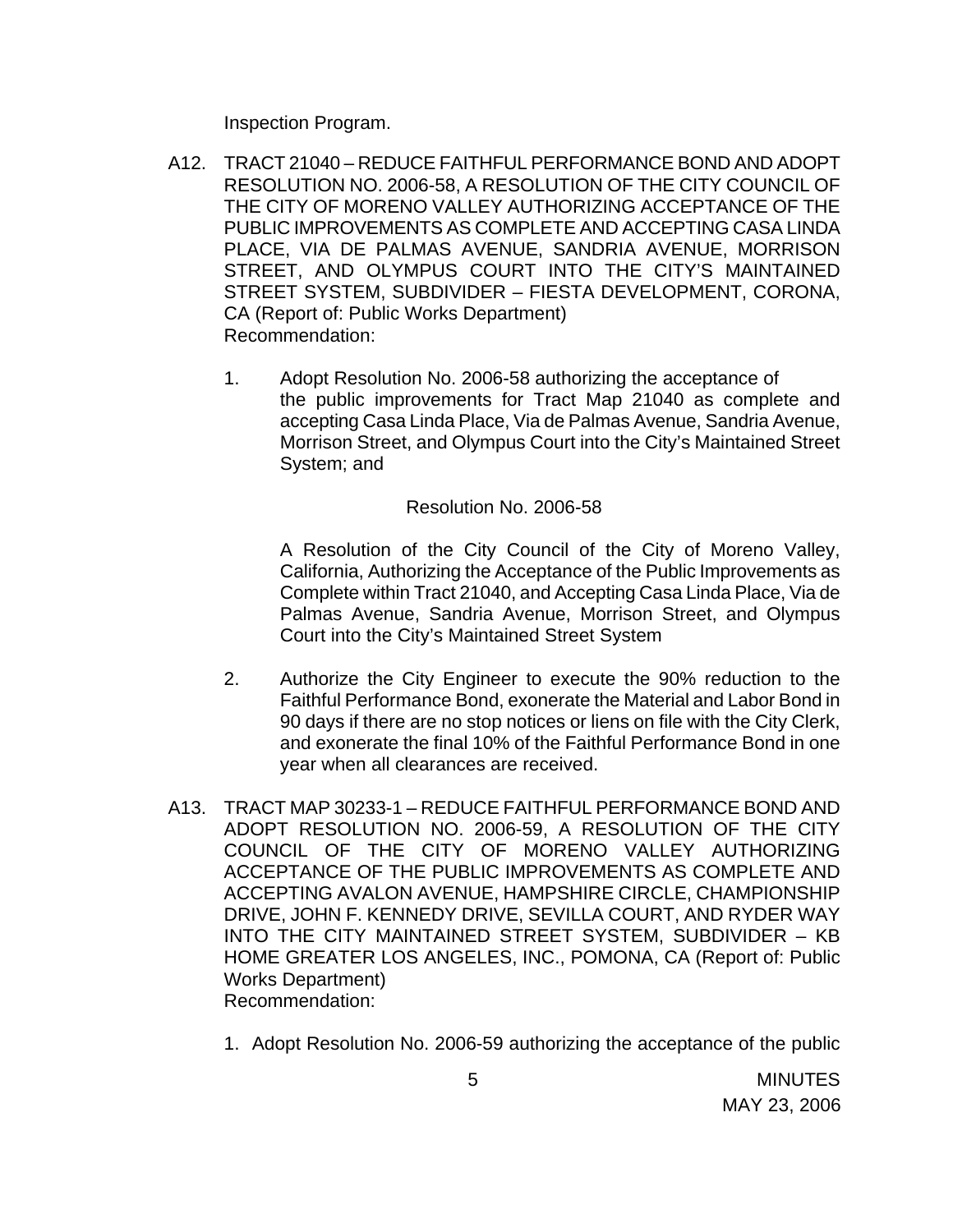Inspection Program.

A12. TRACT 21040 – REDUCE FAITHFUL PERFORMANCE BOND AND ADOPT RESOLUTION NO. 2006-58, A RESOLUTION OF THE CITY COUNCIL OF THE CITY OF MORENO VALLEY AUTHORIZING ACCEPTANCE OF THE PUBLIC IMPROVEMENTS AS COMPLETE AND ACCEPTING CASA LINDA PLACE, VIA DE PALMAS AVENUE, SANDRIA AVENUE, MORRISON STREET, AND OLYMPUS COURT INTO THE CITY'S MAINTAINED STREET SYSTEM, SUBDIVIDER – FIESTA DEVELOPMENT, CORONA, CA (Report of: Public Works Department)
Recommendation:

1. Adopt Resolution No. 2006-58 authorizing the acceptance of the public improvements for Tract Map 21040 as complete and accepting Casa Linda Place, Via de Palmas Avenue, Sandria Avenue, Morrison Street, and Olympus Court into the City's Maintained Street System; and

   Resolution No. 2006-58

   A Resolution of the City Council of the City of Moreno Valley, California, Authorizing the Acceptance of the Public Improvements as Complete within Tract 21040, and Accepting Casa Linda Place, Via de Palmas Avenue, Sandria Avenue, Morrison Street, and Olympus Court into the City's Maintained Street System

2. Authorize the City Engineer to execute the 90% reduction to the Faithful Performance Bond, exonerate the Material and Labor Bond in 90 days if there are no stop notices or liens on file with the City Clerk, and exonerate the final 10% of the Faithful Performance Bond in one year when all clearances are received.

A13. TRACT MAP 30233-1 – REDUCE FAITHFUL PERFORMANCE BOND AND ADOPT RESOLUTION NO. 2006-59, A RESOLUTION OF THE CITY COUNCIL OF THE CITY OF MORENO VALLEY AUTHORIZING ACCEPTANCE OF THE PUBLIC IMPROVEMENTS AS COMPLETE AND ACCEPTING AVALON AVENUE, HAMPSHIRE CIRCLE, CHAMPIONSHIP DRIVE, JOHN F. KENNEDY DRIVE, SEVILLA COURT, AND RYDER WAY INTO THE CITY MAINTAINED STREET SYSTEM, SUBDIVIDER – KB HOME GREATER LOS ANGELES, INC., POMONA, CA (Report of: Public Works Department)
Recommendation:

1. Adopt Resolution No. 2006-59 authorizing the acceptance of the public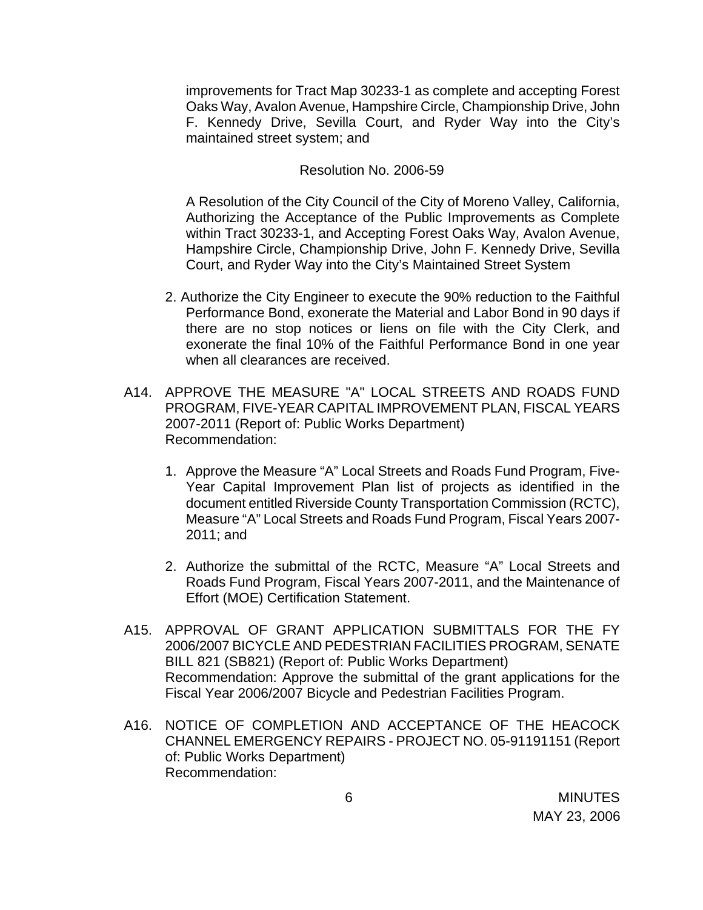improvements for Tract Map 30233-1 as complete and accepting Forest Oaks Way, Avalon Avenue, Hampshire Circle, Championship Drive, John F. Kennedy Drive, Sevilla Court, and Ryder Way into the City's maintained street system; and

Resolution No. 2006-59

A Resolution of the City Council of the City of Moreno Valley, California, Authorizing the Acceptance of the Public Improvements as Complete within Tract 30233-1, and Accepting Forest Oaks Way, Avalon Avenue, Hampshire Circle, Championship Drive, John F. Kennedy Drive, Sevilla Court, and Ryder Way into the City's Maintained Street System

2. Authorize the City Engineer to execute the 90% reduction to the Faithful Performance Bond, exonerate the Material and Labor Bond in 90 days if there are no stop notices or liens on file with the City Clerk, and exonerate the final 10% of the Faithful Performance Bond in one year when all clearances are received.

A14. APPROVE THE MEASURE "A" LOCAL STREETS AND ROADS FUND PROGRAM, FIVE-YEAR CAPITAL IMPROVEMENT PLAN, FISCAL YEARS 2007-2011 (Report of: Public Works Department)
Recommendation:

1. Approve the Measure "A" Local Streets and Roads Fund Program, Five-Year Capital Improvement Plan list of projects as identified in the document entitled Riverside County Transportation Commission (RCTC), Measure "A" Local Streets and Roads Fund Program, Fiscal Years 2007-2011; and

2. Authorize the submittal of the RCTC, Measure "A" Local Streets and Roads Fund Program, Fiscal Years 2007-2011, and the Maintenance of Effort (MOE) Certification Statement.

A15. APPROVAL OF GRANT APPLICATION SUBMITTALS FOR THE FY 2006/2007 BICYCLE AND PEDESTRIAN FACILITIES PROGRAM, SENATE BILL 821 (SB821) (Report of: Public Works Department)
Recommendation: Approve the submittal of the grant applications for the Fiscal Year 2006/2007 Bicycle and Pedestrian Facilities Program.

A16. NOTICE OF COMPLETION AND ACCEPTANCE OF THE HEACOCK CHANNEL EMERGENCY REPAIRS - PROJECT NO. 05-91191151 (Report of: Public Works Department)
Recommendation: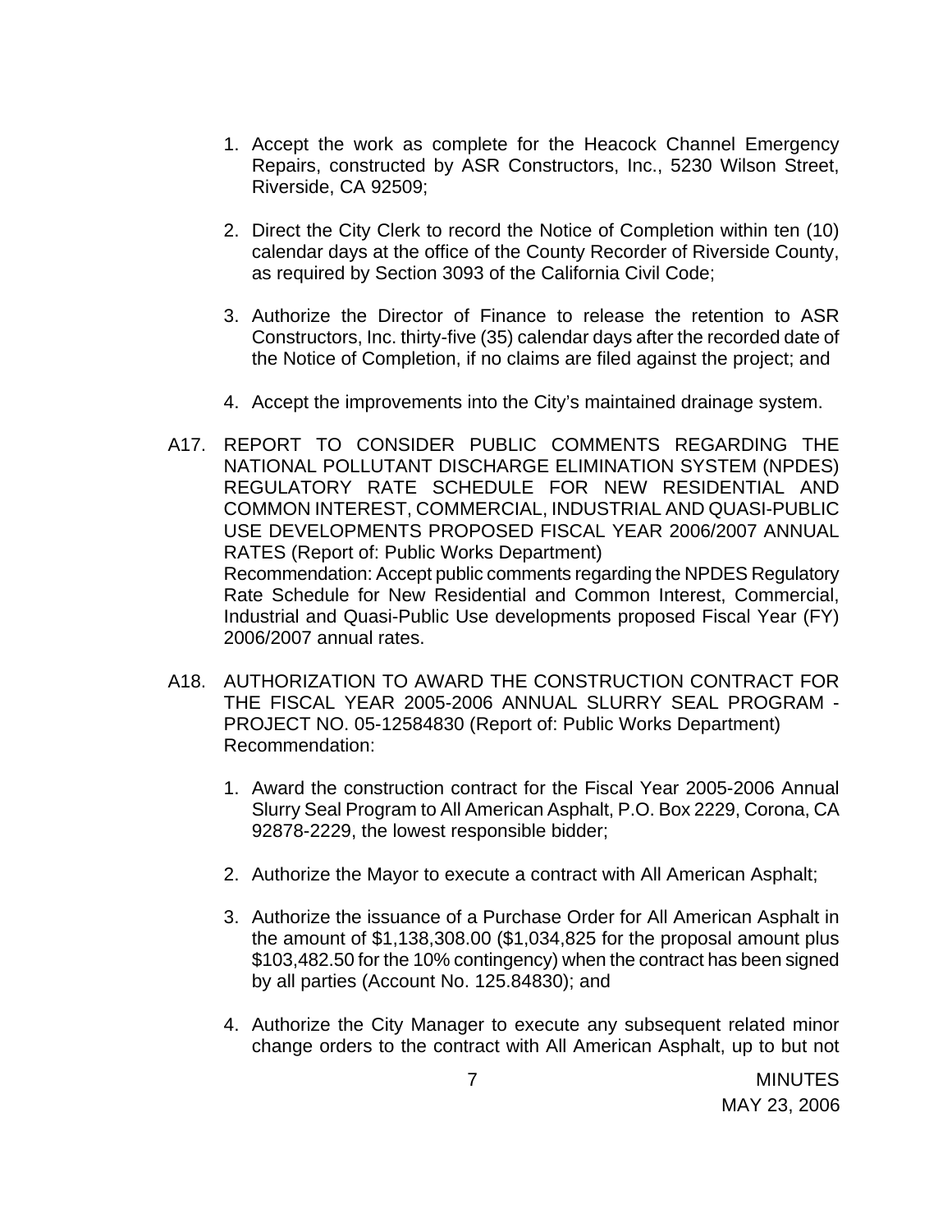1. Accept the work as complete for the Heacock Channel Emergency Repairs, constructed by ASR Constructors, Inc., 5230 Wilson Street, Riverside, CA 92509;

2. Direct the City Clerk to record the Notice of Completion within ten (10) calendar days at the office of the County Recorder of Riverside County, as required by Section 3093 of the California Civil Code;

3. Authorize the Director of Finance to release the retention to ASR Constructors, Inc. thirty-five (35) calendar days after the recorded date of the Notice of Completion, if no claims are filed against the project; and

4. Accept the improvements into the City's maintained drainage system.

A17. REPORT TO CONSIDER PUBLIC COMMENTS REGARDING THE NATIONAL POLLUTANT DISCHARGE ELIMINATION SYSTEM (NPDES) REGULATORY RATE SCHEDULE FOR NEW RESIDENTIAL AND COMMON INTEREST, COMMERCIAL, INDUSTRIAL AND QUASI-PUBLIC USE DEVELOPMENTS PROPOSED FISCAL YEAR 2006/2007 ANNUAL RATES (Report of: Public Works Department)
Recommendation: Accept public comments regarding the NPDES Regulatory Rate Schedule for New Residential and Common Interest, Commercial, Industrial and Quasi-Public Use developments proposed Fiscal Year (FY) 2006/2007 annual rates.

A18. AUTHORIZATION TO AWARD THE CONSTRUCTION CONTRACT FOR THE FISCAL YEAR 2005-2006 ANNUAL SLURRY SEAL PROGRAM - PROJECT NO. 05-12584830 (Report of: Public Works Department)
Recommendation:

1. Award the construction contract for the Fiscal Year 2005-2006 Annual Slurry Seal Program to All American Asphalt, P.O. Box 2229, Corona, CA 92878-2229, the lowest responsible bidder;

2. Authorize the Mayor to execute a contract with All American Asphalt;

3. Authorize the issuance of a Purchase Order for All American Asphalt in the amount of $1,138,308.00 ($1,034,825 for the proposal amount plus $103,482.50 for the 10% contingency) when the contract has been signed by all parties (Account No. 125.84830); and

4. Authorize the City Manager to execute any subsequent related minor change orders to the contract with All American Asphalt, up to but not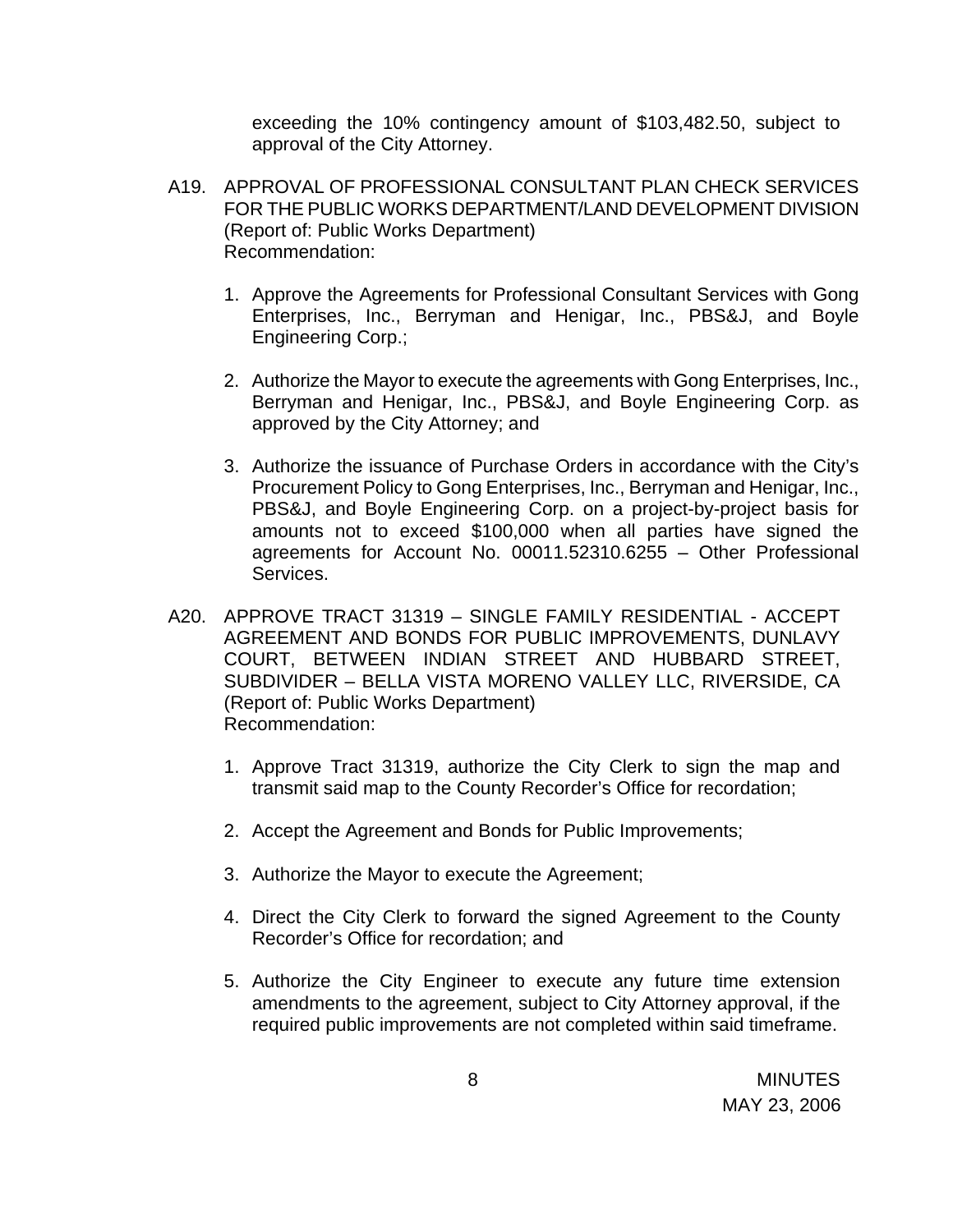exceeding the 10% contingency amount of $103,482.50, subject to approval of the City Attorney.

A19. APPROVAL OF PROFESSIONAL CONSULTANT PLAN CHECK SERVICES FOR THE PUBLIC WORKS DEPARTMENT/LAND DEVELOPMENT DIVISION (Report of: Public Works Department)
Recommendation:

1. Approve the Agreements for Professional Consultant Services with Gong Enterprises, Inc., Berryman and Henigar, Inc., PBS&J, and Boyle Engineering Corp.;

2. Authorize the Mayor to execute the agreements with Gong Enterprises, Inc., Berryman and Henigar, Inc., PBS&J, and Boyle Engineering Corp. as approved by the City Attorney; and

3. Authorize the issuance of Purchase Orders in accordance with the City's Procurement Policy to Gong Enterprises, Inc., Berryman and Henigar, Inc., PBS&J, and Boyle Engineering Corp. on a project-by-project basis for amounts not to exceed $100,000 when all parties have signed the agreements for Account No. 00011.52310.6255 – Other Professional Services.

A20. APPROVE TRACT 31319 – SINGLE FAMILY RESIDENTIAL - ACCEPT AGREEMENT AND BONDS FOR PUBLIC IMPROVEMENTS, DUNLAVY COURT, BETWEEN INDIAN STREET AND HUBBARD STREET, SUBDIVIDER – BELLA VISTA MORENO VALLEY LLC, RIVERSIDE, CA (Report of: Public Works Department)
Recommendation:

1. Approve Tract 31319, authorize the City Clerk to sign the map and transmit said map to the County Recorder's Office for recordation;

2. Accept the Agreement and Bonds for Public Improvements;

3. Authorize the Mayor to execute the Agreement;

4. Direct the City Clerk to forward the signed Agreement to the County Recorder's Office for recordation; and

5. Authorize the City Engineer to execute any future time extension amendments to the agreement, subject to City Attorney approval, if the required public improvements are not completed within said timeframe.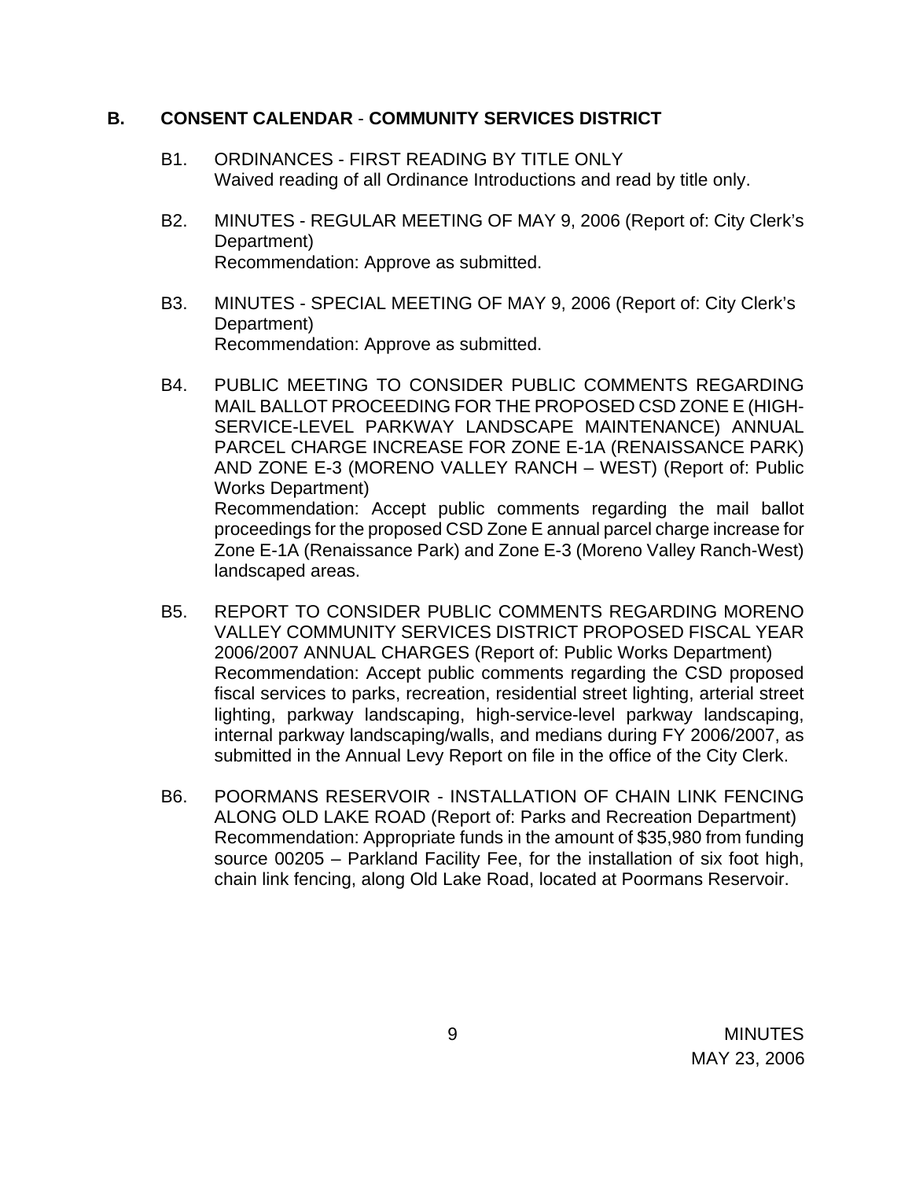## B. CONSENT CALENDAR - COMMUNITY SERVICES DISTRICT

B1. ORDINANCES - FIRST READING BY TITLE ONLY
Waived reading of all Ordinance Introductions and read by title only.

B2. MINUTES - REGULAR MEETING OF MAY 9, 2006 (Report of: City Clerk's Department)
Recommendation: Approve as submitted.

B3. MINUTES - SPECIAL MEETING OF MAY 9, 2006 (Report of: City Clerk's Department)
Recommendation: Approve as submitted.

B4. PUBLIC MEETING TO CONSIDER PUBLIC COMMENTS REGARDING MAIL BALLOT PROCEEDING FOR THE PROPOSED CSD ZONE E (HIGH-SERVICE-LEVEL PARKWAY LANDSCAPE MAINTENANCE) ANNUAL PARCEL CHARGE INCREASE FOR ZONE E-1A (RENAISSANCE PARK) AND ZONE E-3 (MORENO VALLEY RANCH – WEST) (Report of: Public Works Department)
Recommendation: Accept public comments regarding the mail ballot proceedings for the proposed CSD Zone E annual parcel charge increase for Zone E-1A (Renaissance Park) and Zone E-3 (Moreno Valley Ranch-West) landscaped areas.

B5. REPORT TO CONSIDER PUBLIC COMMENTS REGARDING MORENO VALLEY COMMUNITY SERVICES DISTRICT PROPOSED FISCAL YEAR 2006/2007 ANNUAL CHARGES (Report of: Public Works Department)
Recommendation: Accept public comments regarding the CSD proposed fiscal services to parks, recreation, residential street lighting, arterial street lighting, parkway landscaping, high-service-level parkway landscaping, internal parkway landscaping/walls, and medians during FY 2006/2007, as submitted in the Annual Levy Report on file in the office of the City Clerk.

B6. POORMANS RESERVOIR - INSTALLATION OF CHAIN LINK FENCING ALONG OLD LAKE ROAD (Report of: Parks and Recreation Department)
Recommendation: Appropriate funds in the amount of $35,980 from funding source 00205 – Parkland Facility Fee, for the installation of six foot high, chain link fencing, along Old Lake Road, located at Poormans Reservoir.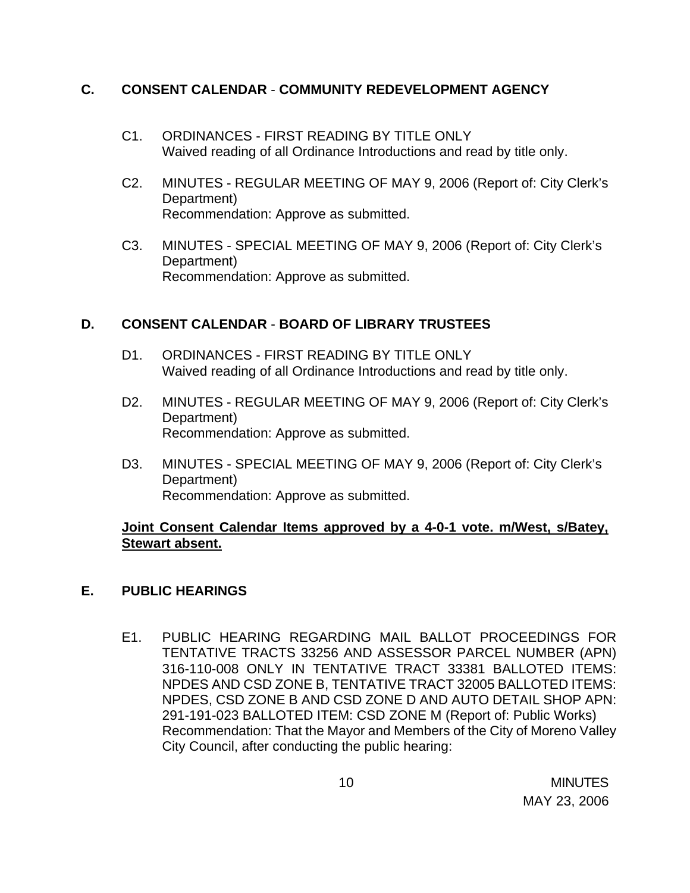## C. CONSENT CALENDAR - COMMUNITY REDEVELOPMENT AGENCY

C1. ORDINANCES - FIRST READING BY TITLE ONLY
Waived reading of all Ordinance Introductions and read by title only.

C2. MINUTES - REGULAR MEETING OF MAY 9, 2006 (Report of: City Clerk's Department)
Recommendation: Approve as submitted.

C3. MINUTES - SPECIAL MEETING OF MAY 9, 2006 (Report of: City Clerk's Department)
Recommendation: Approve as submitted.

## D. CONSENT CALENDAR - BOARD OF LIBRARY TRUSTEES

D1. ORDINANCES - FIRST READING BY TITLE ONLY
Waived reading of all Ordinance Introductions and read by title only.

D2. MINUTES - REGULAR MEETING OF MAY 9, 2006 (Report of: City Clerk's Department)
Recommendation: Approve as submitted.

D3. MINUTES - SPECIAL MEETING OF MAY 9, 2006 (Report of: City Clerk's Department)
Recommendation: Approve as submitted.

**Joint Consent Calendar Items approved by a 4-0-1 vote. m/West, s/Batey, Stewart absent.**

## E. PUBLIC HEARINGS

E1. PUBLIC HEARING REGARDING MAIL BALLOT PROCEEDINGS FOR TENTATIVE TRACTS 33256 AND ASSESSOR PARCEL NUMBER (APN) 316-110-008 ONLY IN TENTATIVE TRACT 33381 BALLOTED ITEMS: NPDES AND CSD ZONE B, TENTATIVE TRACT 32005 BALLOTED ITEMS: NPDES, CSD ZONE B AND CSD ZONE D AND AUTO DETAIL SHOP APN: 291-191-023 BALLOTED ITEM: CSD ZONE M (Report of: Public Works)
Recommendation: That the Mayor and Members of the City of Moreno Valley City Council, after conducting the public hearing: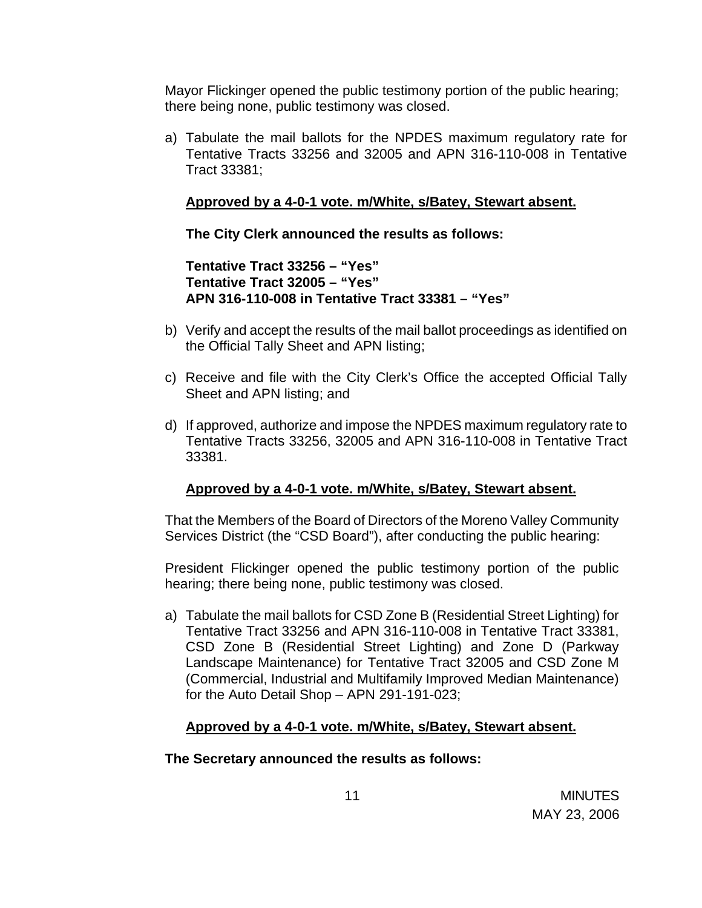Mayor Flickinger opened the public testimony portion of the public hearing; there being none, public testimony was closed.

a) Tabulate the mail ballots for the NPDES maximum regulatory rate for Tentative Tracts 33256 and 32005 and APN 316-110-008 in Tentative Tract 33381;

   **Approved by a 4-0-1 vote. m/White, s/Batey, Stewart absent.**

   **The City Clerk announced the results as follows:**

   **Tentative Tract 33256 – "Yes"**
   **Tentative Tract 32005 – "Yes"**
   **APN 316-110-008 in Tentative Tract 33381 – "Yes"**

b) Verify and accept the results of the mail ballot proceedings as identified on the Official Tally Sheet and APN listing;

c) Receive and file with the City Clerk's Office the accepted Official Tally Sheet and APN listing; and

d) If approved, authorize and impose the NPDES maximum regulatory rate to Tentative Tracts 33256, 32005 and APN 316-110-008 in Tentative Tract 33381.

   **Approved by a 4-0-1 vote. m/White, s/Batey, Stewart absent.**

That the Members of the Board of Directors of the Moreno Valley Community Services District (the "CSD Board"), after conducting the public hearing:

President Flickinger opened the public testimony portion of the public hearing; there being none, public testimony was closed.

a) Tabulate the mail ballots for CSD Zone B (Residential Street Lighting) for Tentative Tract 33256 and APN 316-110-008 in Tentative Tract 33381, CSD Zone B (Residential Street Lighting) and Zone D (Parkway Landscape Maintenance) for Tentative Tract 32005 and CSD Zone M (Commercial, Industrial and Multifamily Improved Median Maintenance) for the Auto Detail Shop – APN 291-191-023;

   **Approved by a 4-0-1 vote. m/White, s/Batey, Stewart absent.**

**The Secretary announced the results as follows:**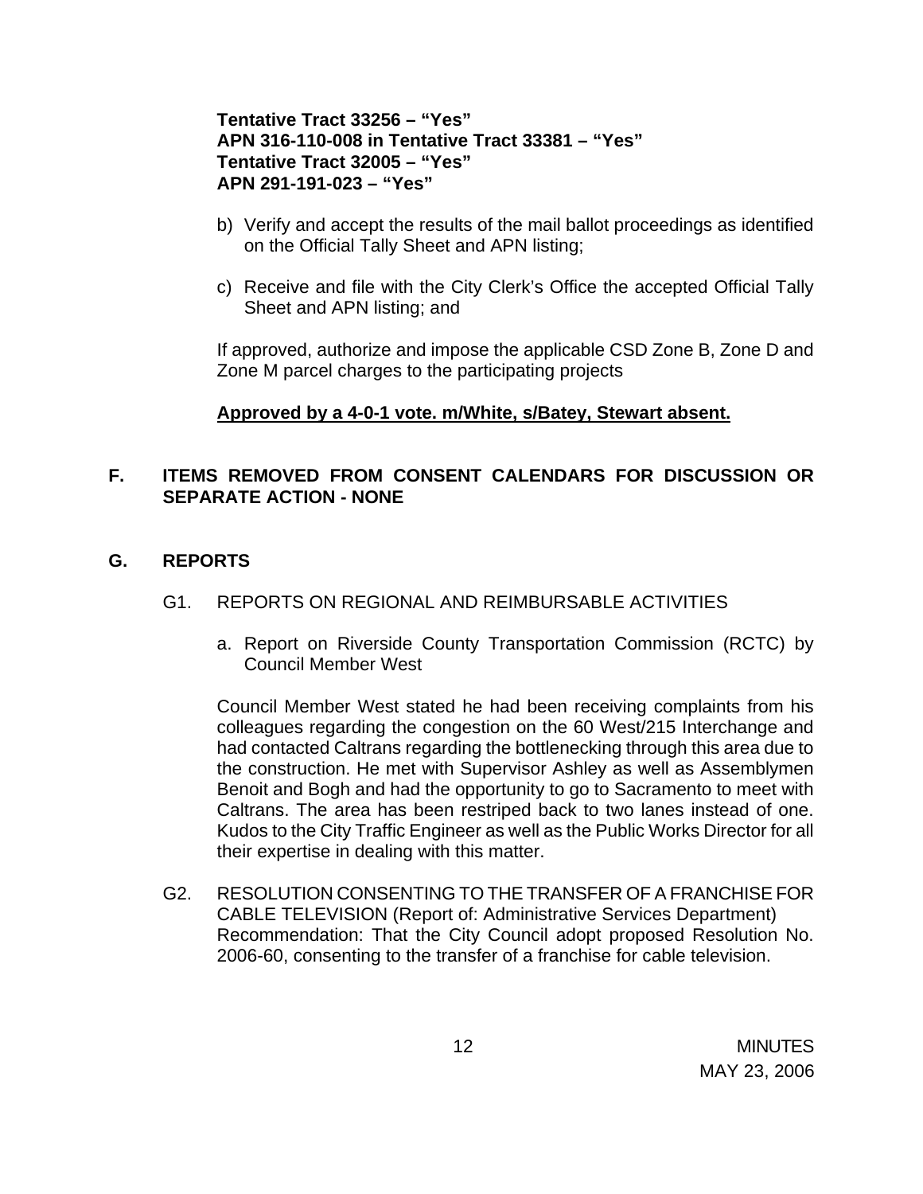**Tentative Tract 33256 – “Yes”**
**APN 316-110-008 in Tentative Tract 33381 – “Yes”**
**Tentative Tract 32005 – “Yes”**
**APN 291-191-023 – “Yes”**

b) Verify and accept the results of the mail ballot proceedings as identified on the Official Tally Sheet and APN listing;

c) Receive and file with the City Clerk’s Office the accepted Official Tally Sheet and APN listing; and

If approved, authorize and impose the applicable CSD Zone B, Zone D and Zone M parcel charges to the participating projects

**Approved by a 4-0-1 vote. m/White, s/Batey, Stewart absent.**

## F. ITEMS REMOVED FROM CONSENT CALENDARS FOR DISCUSSION OR SEPARATE ACTION - NONE

## G. REPORTS

G1. REPORTS ON REGIONAL AND REIMBURSABLE ACTIVITIES

a. Report on Riverside County Transportation Commission (RCTC) by Council Member West

Council Member West stated he had been receiving complaints from his colleagues regarding the congestion on the 60 West/215 Interchange and had contacted Caltrans regarding the bottlenecking through this area due to the construction. He met with Supervisor Ashley as well as Assemblymen Benoit and Bogh and had the opportunity to go to Sacramento to meet with Caltrans. The area has been restriped back to two lanes instead of one. Kudos to the City Traffic Engineer as well as the Public Works Director for all their expertise in dealing with this matter.

G2. RESOLUTION CONSENTING TO THE TRANSFER OF A FRANCHISE FOR CABLE TELEVISION (Report of: Administrative Services Department) Recommendation: That the City Council adopt proposed Resolution No. 2006-60, consenting to the transfer of a franchise for cable television.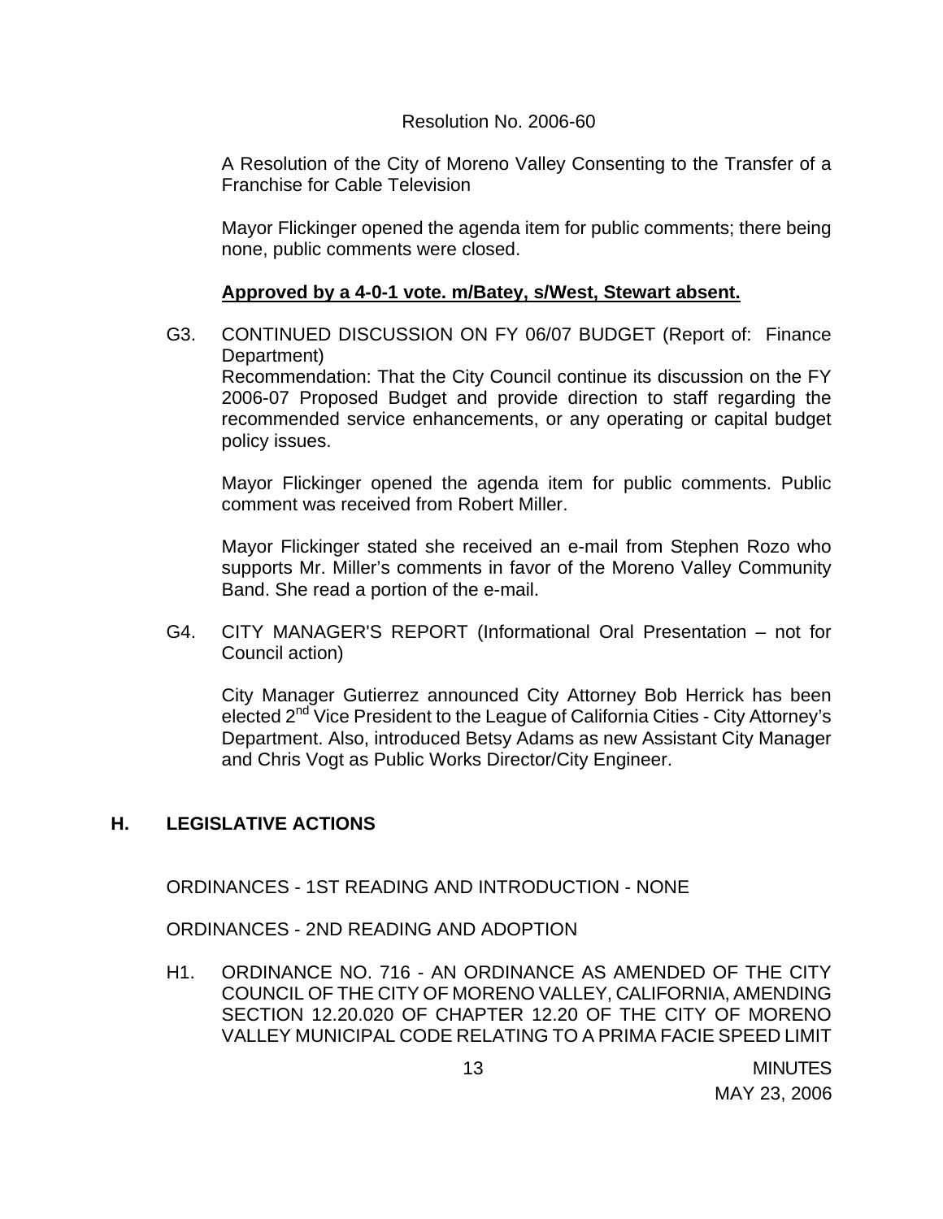Resolution No. 2006-60

A Resolution of the City of Moreno Valley Consenting to the Transfer of a Franchise for Cable Television

Mayor Flickinger opened the agenda item for public comments; there being none, public comments were closed.

**Approved by a 4-0-1 vote. m/Batey, s/West, Stewart absent.**

G3. CONTINUED DISCUSSION ON FY 06/07 BUDGET (Report of: Finance Department)
Recommendation: That the City Council continue its discussion on the FY 2006-07 Proposed Budget and provide direction to staff regarding the recommended service enhancements, or any operating or capital budget policy issues.

Mayor Flickinger opened the agenda item for public comments. Public comment was received from Robert Miller.

Mayor Flickinger stated she received an e-mail from Stephen Rozo who supports Mr. Miller's comments in favor of the Moreno Valley Community Band. She read a portion of the e-mail.

G4. CITY MANAGER'S REPORT (Informational Oral Presentation – not for Council action)

City Manager Gutierrez announced City Attorney Bob Herrick has been elected 2nd Vice President to the League of California Cities - City Attorney's Department. Also, introduced Betsy Adams as new Assistant City Manager and Chris Vogt as Public Works Director/City Engineer.

## H. LEGISLATIVE ACTIONS

ORDINANCES - 1ST READING AND INTRODUCTION - NONE

ORDINANCES - 2ND READING AND ADOPTION

H1. ORDINANCE NO. 716 - AN ORDINANCE AS AMENDED OF THE CITY COUNCIL OF THE CITY OF MORENO VALLEY, CALIFORNIA, AMENDING SECTION 12.20.020 OF CHAPTER 12.20 OF THE CITY OF MORENO VALLEY MUNICIPAL CODE RELATING TO A PRIMA FACIE SPEED LIMIT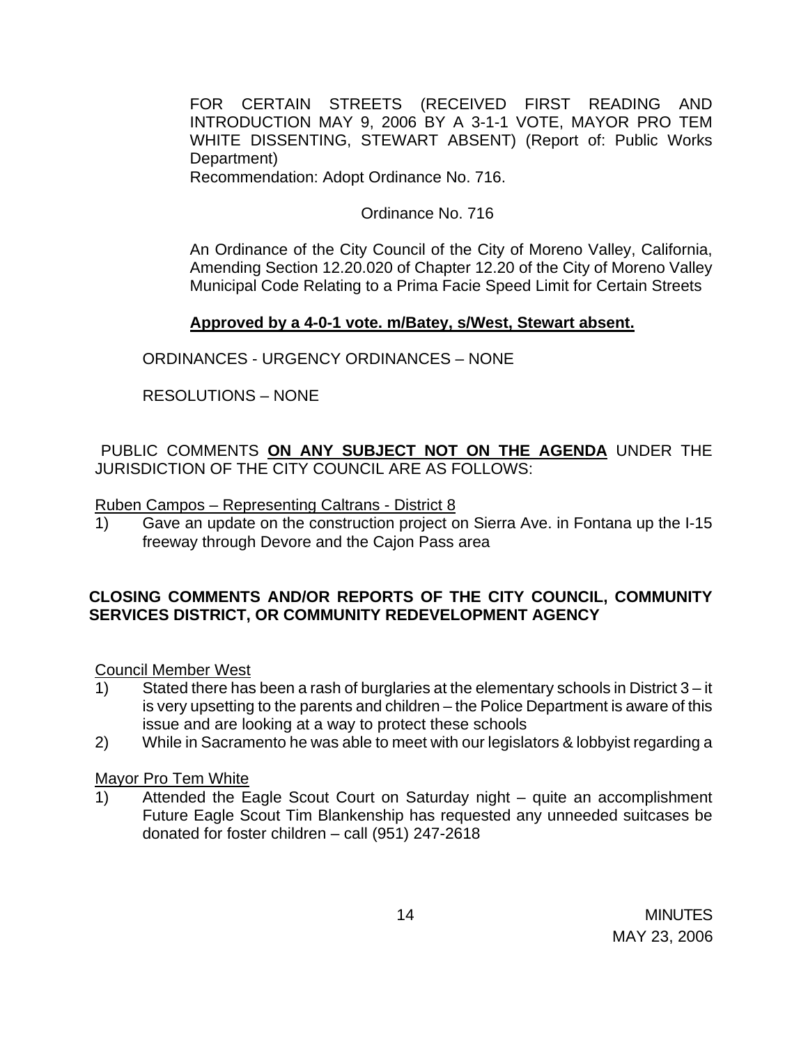FOR CERTAIN STREETS (RECEIVED FIRST READING AND INTRODUCTION MAY 9, 2006 BY A 3-1-1 VOTE, MAYOR PRO TEM WHITE DISSENTING, STEWART ABSENT) (Report of: Public Works Department)
Recommendation: Adopt Ordinance No. 716.

Ordinance No. 716

An Ordinance of the City Council of the City of Moreno Valley, California, Amending Section 12.20.020 of Chapter 12.20 of the City of Moreno Valley Municipal Code Relating to a Prima Facie Speed Limit for Certain Streets

**Approved by a 4-0-1 vote. m/Batey, s/West, Stewart absent.**

ORDINANCES - URGENCY ORDINANCES – NONE

RESOLUTIONS – NONE

PUBLIC COMMENTS **ON ANY SUBJECT NOT ON THE AGENDA** UNDER THE JURISDICTION OF THE CITY COUNCIL ARE AS FOLLOWS:

Ruben Campos – Representing Caltrans - District 8

1) Gave an update on the construction project on Sierra Ave. in Fontana up the I-15 freeway through Devore and the Cajon Pass area

**CLOSING COMMENTS AND/OR REPORTS OF THE CITY COUNCIL, COMMUNITY SERVICES DISTRICT, OR COMMUNITY REDEVELOPMENT AGENCY**

Council Member West

1) Stated there has been a rash of burglaries at the elementary schools in District 3 – it is very upsetting to the parents and children – the Police Department is aware of this issue and are looking at a way to protect these schools
2) While in Sacramento he was able to meet with our legislators & lobbyist regarding a

Mayor Pro Tem White

1) Attended the Eagle Scout Court on Saturday night – quite an accomplishment Future Eagle Scout Tim Blankenship has requested any unneeded suitcases be donated for foster children – call (951) 247-2618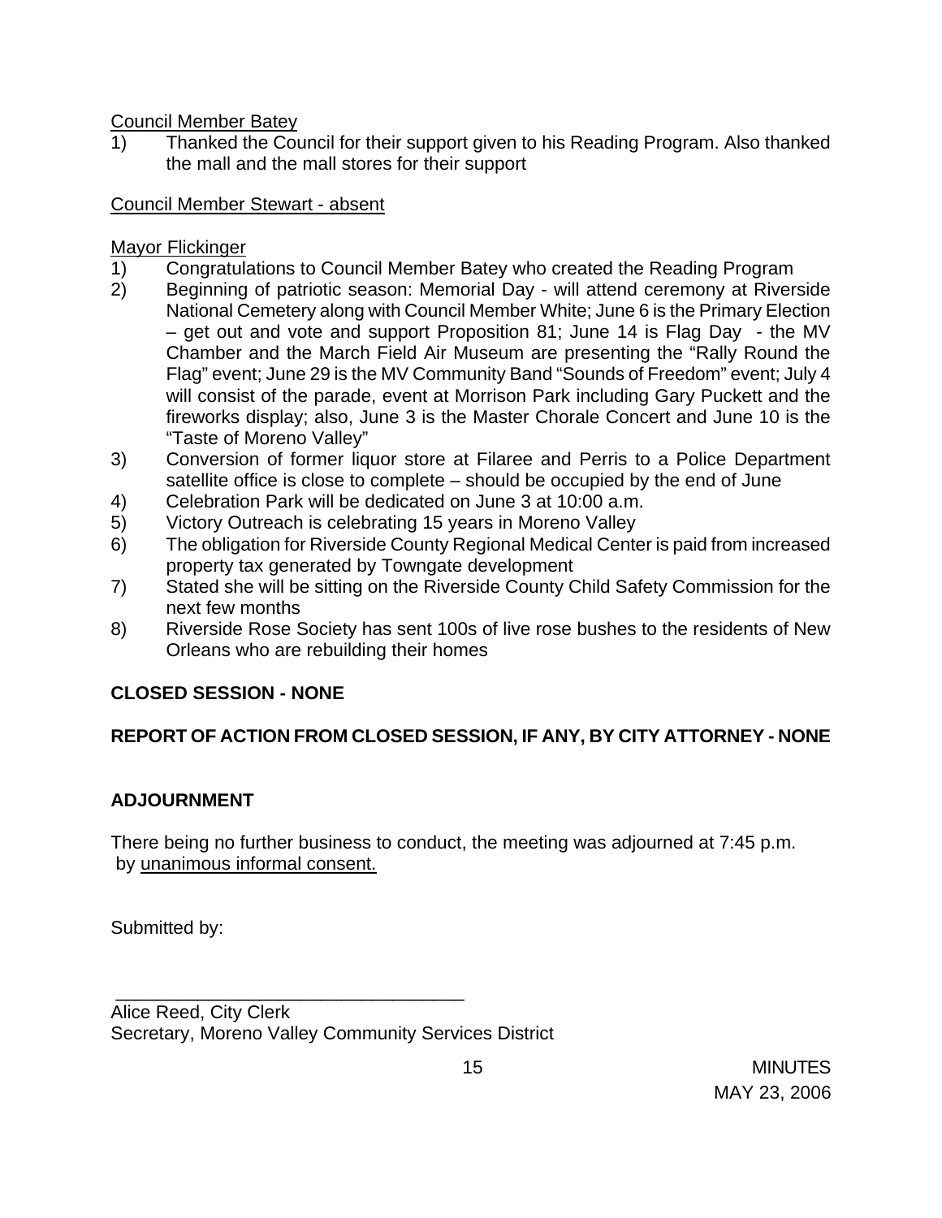Council Member Batey

1) Thanked the Council for their support given to his Reading Program. Also thanked the mall and the mall stores for their support

Council Member Stewart - absent

Mayor Flickinger

1) Congratulations to Council Member Batey who created the Reading Program
2) Beginning of patriotic season: Memorial Day - will attend ceremony at Riverside National Cemetery along with Council Member White; June 6 is the Primary Election – get out and vote and support Proposition 81; June 14 is Flag Day - the MV Chamber and the March Field Air Museum are presenting the "Rally Round the Flag" event; June 29 is the MV Community Band "Sounds of Freedom" event; July 4 will consist of the parade, event at Morrison Park including Gary Puckett and the fireworks display; also, June 3 is the Master Chorale Concert and June 10 is the "Taste of Moreno Valley"
3) Conversion of former liquor store at Filaree and Perris to a Police Department satellite office is close to complete – should be occupied by the end of June
4) Celebration Park will be dedicated on June 3 at 10:00 a.m.
5) Victory Outreach is celebrating 15 years in Moreno Valley
6) The obligation for Riverside County Regional Medical Center is paid from increased property tax generated by Towngate development
7) Stated she will be sitting on the Riverside County Child Safety Commission for the next few months
8) Riverside Rose Society has sent 100s of live rose bushes to the residents of New Orleans who are rebuilding their homes

**CLOSED SESSION - NONE**

**REPORT OF ACTION FROM CLOSED SESSION, IF ANY, BY CITY ATTORNEY - NONE**

**ADJOURNMENT**

There being no further business to conduct, the meeting was adjourned at 7:45 p.m. by unanimous informal consent.

Submitted by:

\_\_\_\_\_\_\_\_\_\_\_\_\_\_\_\_\_\_\_\_\_\_\_\_\_\_\_\_\_\_\_\_\_\_\_

Alice Reed, City Clerk
Secretary, Moreno Valley Community Services District

MINUTES
MAY 23, 2006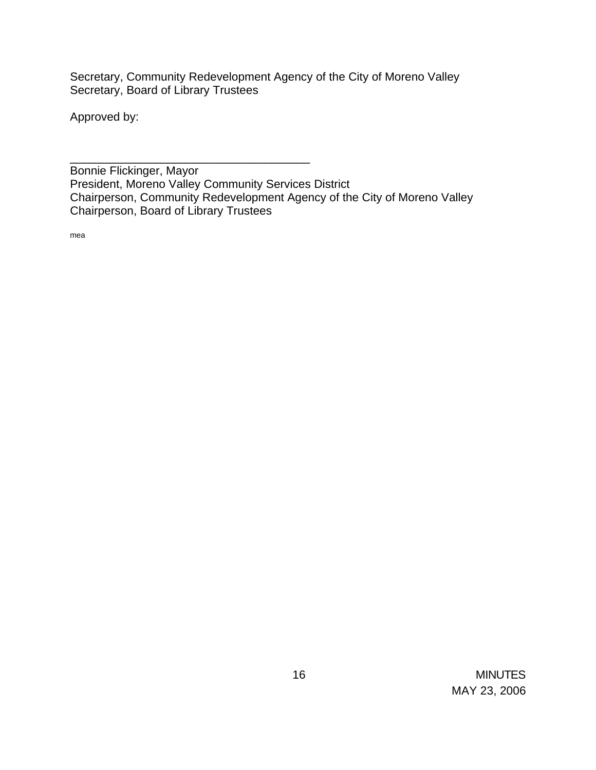Secretary, Community Redevelopment Agency of the City of Moreno Valley
Secretary, Board of Library Trustees

Approved by:

______________________________________
Bonnie Flickinger, Mayor
President, Moreno Valley Community Services District
Chairperson, Community Redevelopment Agency of the City of Moreno Valley
Chairperson, Board of Library Trustees

mea